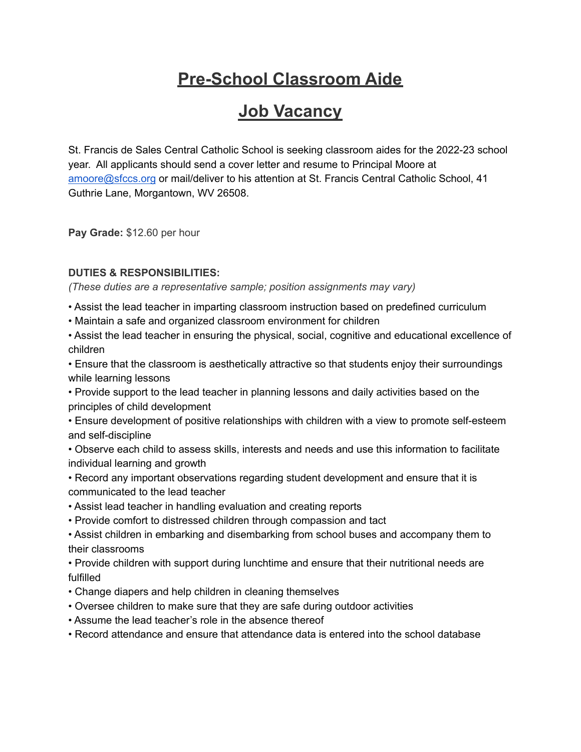# Pre-School Classroom Aide

# Job Vacancy

St. Francis de Sales Central Catholic School is seeking classroom aides for the 2022-23 school year. All applicants should send a cover letter and resume to Principal Moore at amoore@sfccs.org or mail/deliver to his attention at St. Francis Central Catholic School, 41 Guthrie Lane, Morgantown, WV 26508.

**Pay Grade:** $12.60 per hour

**DUTIES & RESPONSIBILITIES:**

*(These duties are a representative sample; position assignments may vary)*

- Assist the lead teacher in imparting classroom instruction based on predefined curriculum
- Maintain a safe and organized classroom environment for children
- Assist the lead teacher in ensuring the physical, social, cognitive and educational excellence of children
- Ensure that the classroom is aesthetically attractive so that students enjoy their surroundings while learning lessons
- Provide support to the lead teacher in planning lessons and daily activities based on the principles of child development
- Ensure development of positive relationships with children with a view to promote self-esteem and self-discipline
- Observe each child to assess skills, interests and needs and use this information to facilitate individual learning and growth
- Record any important observations regarding student development and ensure that it is communicated to the lead teacher
- Assist lead teacher in handling evaluation and creating reports
- Provide comfort to distressed children through compassion and tact
- Assist children in embarking and disembarking from school buses and accompany them to their classrooms
- Provide children with support during lunchtime and ensure that their nutritional needs are fulfilled
- Change diapers and help children in cleaning themselves
- Oversee children to make sure that they are safe during outdoor activities
- Assume the lead teacher's role in the absence thereof
- Record attendance and ensure that attendance data is entered into the school database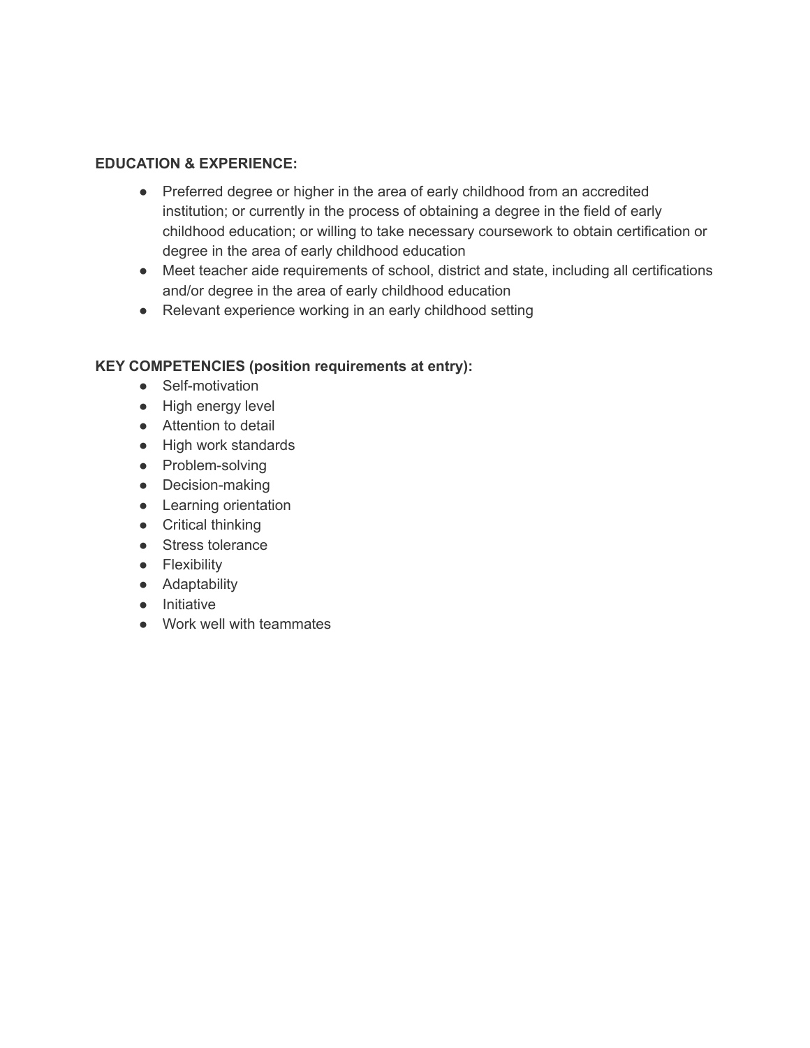**EDUCATION & EXPERIENCE:**

- Preferred degree or higher in the area of early childhood from an accredited institution; or currently in the process of obtaining a degree in the field of early childhood education; or willing to take necessary coursework to obtain certification or degree in the area of early childhood education
- Meet teacher aide requirements of school, district and state, including all certifications and/or degree in the area of early childhood education
- Relevant experience working in an early childhood setting

**KEY COMPETENCIES (position requirements at entry):**

- Self-motivation
- High energy level
- Attention to detail
- High work standards
- Problem-solving
- Decision-making
- Learning orientation
- Critical thinking
- Stress tolerance
- Flexibility
- Adaptability
- Initiative
- Work well with teammates